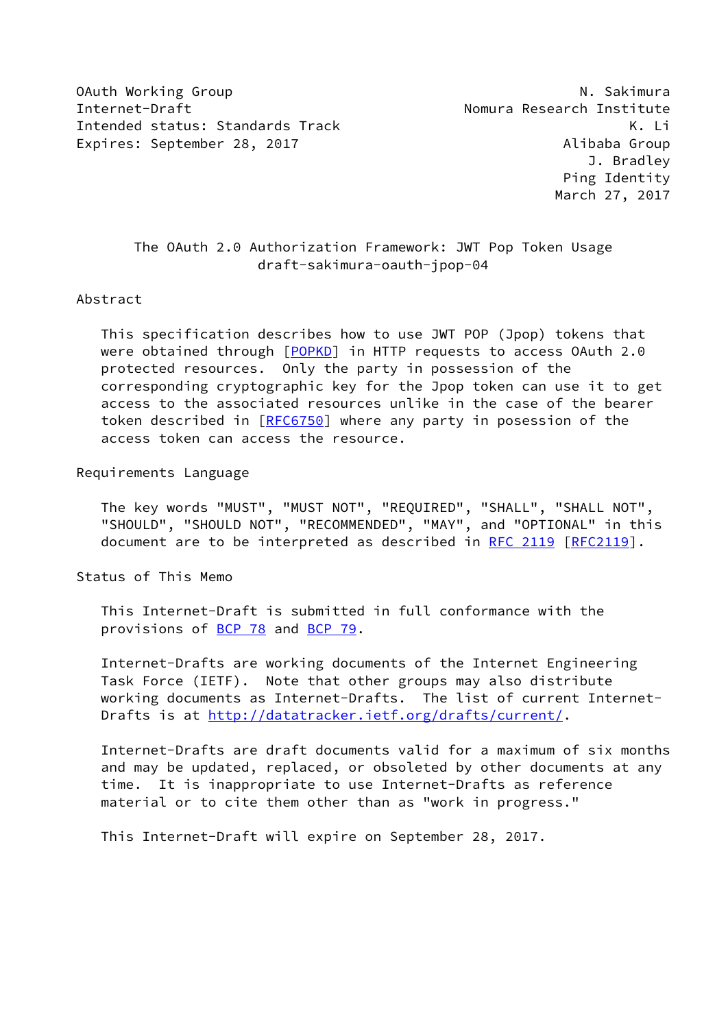OAuth Working Group — N. Sakimura
Internet-Draft — Nomura Research Institute
Intended status: Standards Track — K. Li
Expires: September 28, 2017 — Alibaba Group

J. Bradley
Ping Identity
March 27, 2017

# The OAuth 2.0 Authorization Framework: JWT Pop Token Usage
draft-sakimura-oauth-jpop-04

## Abstract

This specification describes how to use JWT POP (Jpop) tokens that were obtained through [POPKD] in HTTP requests to access OAuth 2.0 protected resources. Only the party in possession of the corresponding cryptographic key for the Jpop token can use it to get access to the associated resources unlike in the case of the bearer token described in [RFC6750] where any party in posession of the access token can access the resource.

## Requirements Language

The key words "MUST", "MUST NOT", "REQUIRED", "SHALL", "SHALL NOT", "SHOULD", "SHOULD NOT", "RECOMMENDED", "MAY", and "OPTIONAL" in this document are to be interpreted as described in RFC 2119 [RFC2119].

## Status of This Memo

This Internet-Draft is submitted in full conformance with the provisions of BCP 78 and BCP 79.

Internet-Drafts are working documents of the Internet Engineering Task Force (IETF). Note that other groups may also distribute working documents as Internet-Drafts. The list of current Internet-Drafts is at http://datatracker.ietf.org/drafts/current/.

Internet-Drafts are draft documents valid for a maximum of six months and may be updated, replaced, or obsoleted by other documents at any time. It is inappropriate to use Internet-Drafts as reference material or to cite them other than as "work in progress."

This Internet-Draft will expire on September 28, 2017.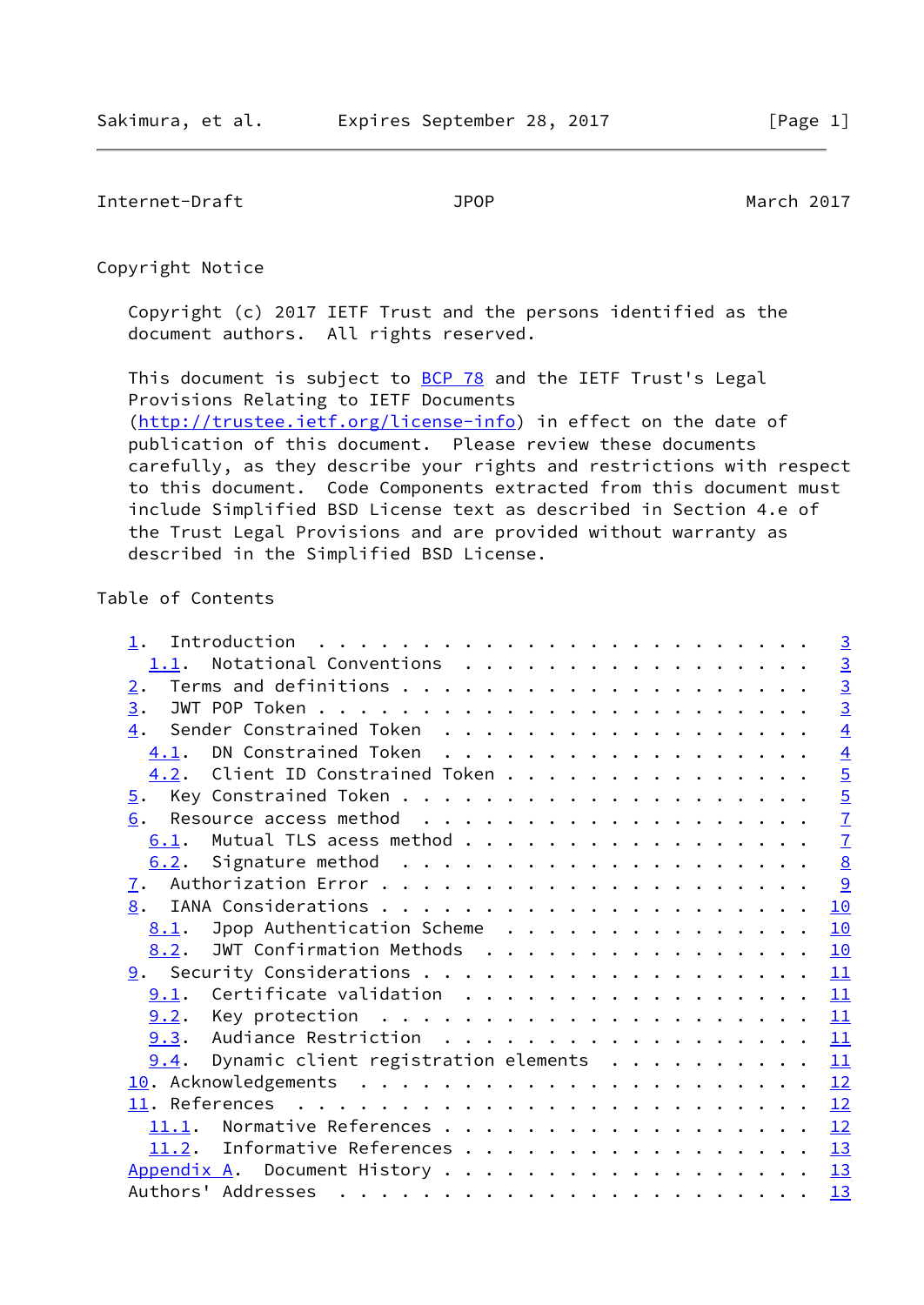## Copyright Notice

Copyright (c) 2017 IETF Trust and the persons identified as the document authors. All rights reserved.

This document is subject to BCP 78 and the IETF Trust's Legal Provisions Relating to IETF Documents (http://trustee.ietf.org/license-info) in effect on the date of publication of this document. Please review these documents carefully, as they describe your rights and restrictions with respect to this document. Code Components extracted from this document must include Simplified BSD License text as described in Section 4.e of the Trust Legal Provisions and are provided without warranty as described in the Simplified BSD License.

## Table of Contents

```
   1.  Introduction . . . . . . . . . . . . . . . . . . . . . . . .   3
     1.1.  Notational Conventions . . . . . . . . . . . . . . . . .   3
   2.  Terms and definitions . . . . . . . . . . . . . . . . . . .   3
   3.  JWT POP Token . . . . . . . . . . . . . . . . . . . . . . .   3
   4.  Sender Constrained Token . . . . . . . . . . . . . . . . .   4
     4.1.  DN Constrained Token . . . . . . . . . . . . . . . . .   4
     4.2.  Client ID Constrained Token . . . . . . . . . . . . . .   5
   5.  Key Constrained Token . . . . . . . . . . . . . . . . . . .   5
   6.  Resource access method . . . . . . . . . . . . . . . . . .   7
     6.1.  Mutual TLS acess method . . . . . . . . . . . . . . . .   7
     6.2.  Signature method . . . . . . . . . . . . . . . . . . .   8
   7.  Authorization Error . . . . . . . . . . . . . . . . . . . .   9
   8.  IANA Considerations . . . . . . . . . . . . . . . . . . . .  10
     8.1.  Jpop Authentication Scheme . . . . . . . . . . . . . .  10
     8.2.  JWT Confirmation Methods . . . . . . . . . . . . . . .  10
   9.  Security Considerations . . . . . . . . . . . . . . . . . .  11
     9.1.  Certificate validation . . . . . . . . . . . . . . . .  11
     9.2.  Key protection . . . . . . . . . . . . . . . . . . . .  11
     9.3.  Audiance Restriction . . . . . . . . . . . . . . . . .  11
     9.4.  Dynamic client registration elements . . . . . . . . .  11
   10. Acknowledgements . . . . . . . . . . . . . . . . . . . . .  12
   11. References . . . . . . . . . . . . . . . . . . . . . . . .  12
     11.1.  Normative References . . . . . . . . . . . . . . . . .  12
     11.2.  Informative References . . . . . . . . . . . . . . .  13
   Appendix A.  Document History . . . . . . . . . . . . . . . . .  13
   Authors' Addresses . . . . . . . . . . . . . . . . . . . . . .  13
```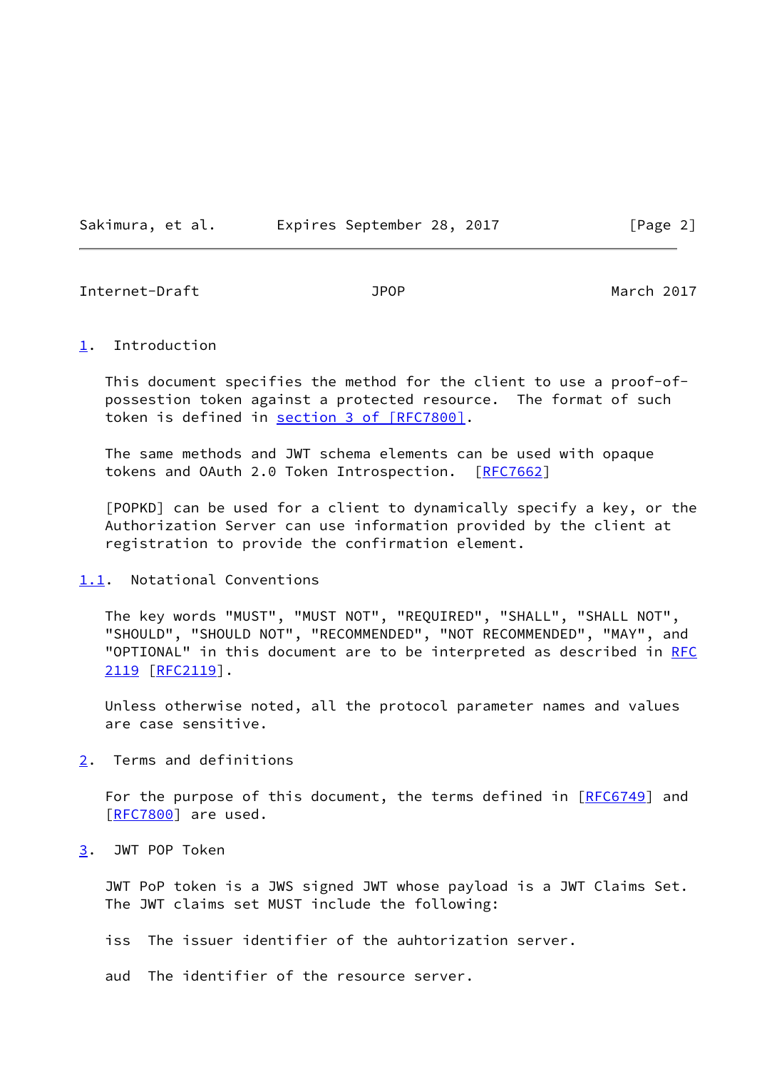# 1. Introduction

This document specifies the method for the client to use a proof-of-possession token against a protected resource. The format of such token is defined in section 3 of [RFC7800].

The same methods and JWT schema elements can be used with opaque tokens and OAuth 2.0 Token Introspection. [RFC7662]

[POPKD] can be used for a client to dynamically specify a key, or the Authorization Server can use information provided by the client at registration to provide the confirmation element.

## 1.1. Notational Conventions

The key words "MUST", "MUST NOT", "REQUIRED", "SHALL", "SHALL NOT", "SHOULD", "SHOULD NOT", "RECOMMENDED", "NOT RECOMMENDED", "MAY", and "OPTIONAL" in this document are to be interpreted as described in RFC 2119 [RFC2119].

Unless otherwise noted, all the protocol parameter names and values are case sensitive.

# 2. Terms and definitions

For the purpose of this document, the terms defined in [RFC6749] and [RFC7800] are used.

# 3. JWT POP Token

JWT PoP token is a JWS signed JWT whose payload is a JWT Claims Set. The JWT claims set MUST include the following:

iss The issuer identifier of the auhtorization server.

aud The identifier of the resource server.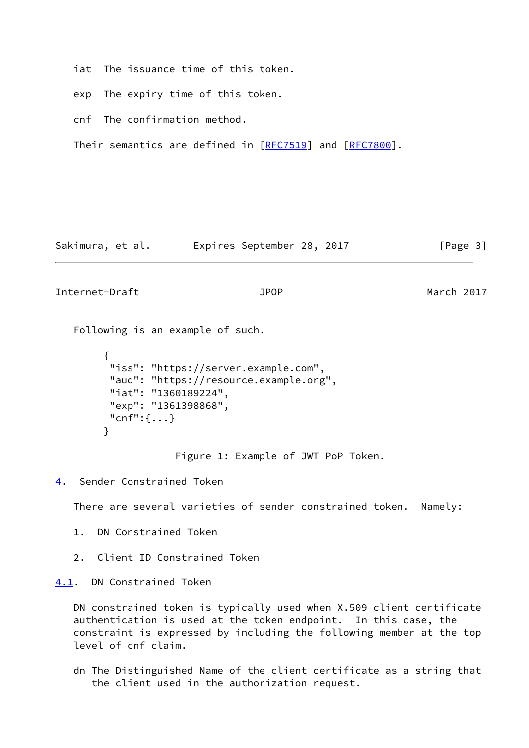iat  The issuance time of this token.

exp  The expiry time of this token.

cnf  The confirmation method.

Their semantics are defined in [RFC7519] and [RFC7800].

Following is an example of such.

```
{
 "iss": "https://server.example.com",
 "aud": "https://resource.example.org",
 "iat": "1360189224",
 "exp": "1361398868",
 "cnf":{...}
}
```

Figure 1: Example of JWT PoP Token.

## 4. Sender Constrained Token

There are several varieties of sender constrained token.  Namely:

1. DN Constrained Token

2. Client ID Constrained Token

### 4.1. DN Constrained Token

DN constrained token is typically used when X.509 client certificate authentication is used at the token endpoint.  In this case, the constraint is expressed by including the following member at the top level of cnf claim.

dn The Distinguished Name of the client certificate as a string that the client used in the authorization request.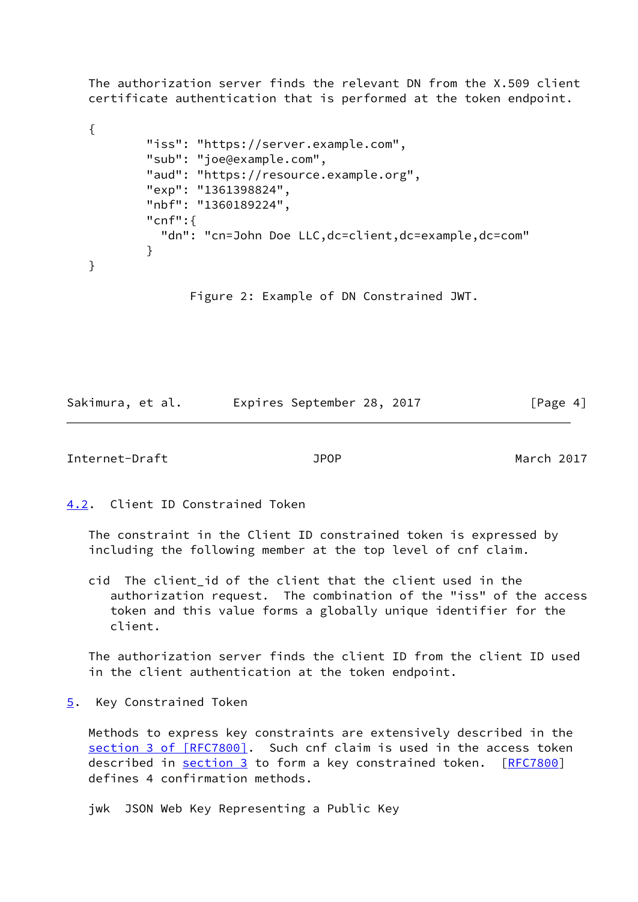The authorization server finds the relevant DN from the X.509 client certificate authentication that is performed at the token endpoint.

```
{
        "iss": "https://server.example.com",
        "sub": "joe@example.com",
        "aud": "https://resource.example.org",
        "exp": "1361398824",
        "nbf": "1360189224",
        "cnf":{
          "dn": "cn=John Doe LLC,dc=client,dc=example,dc=com"
        }
}
```

Figure 2: Example of DN Constrained JWT.

### 4.2. Client ID Constrained Token

The constraint in the Client ID constrained token is expressed by including the following member at the top level of cnf claim.

cid The client_id of the client that the client used in the authorization request. The combination of the "iss" of the access token and this value forms a globally unique identifier for the client.

The authorization server finds the client ID from the client ID used in the client authentication at the token endpoint.

## 5. Key Constrained Token

Methods to express key constraints are extensively described in the section 3 of [RFC7800]. Such cnf claim is used in the access token described in section 3 to form a key constrained token. [RFC7800] defines 4 confirmation methods.

jwk JSON Web Key Representing a Public Key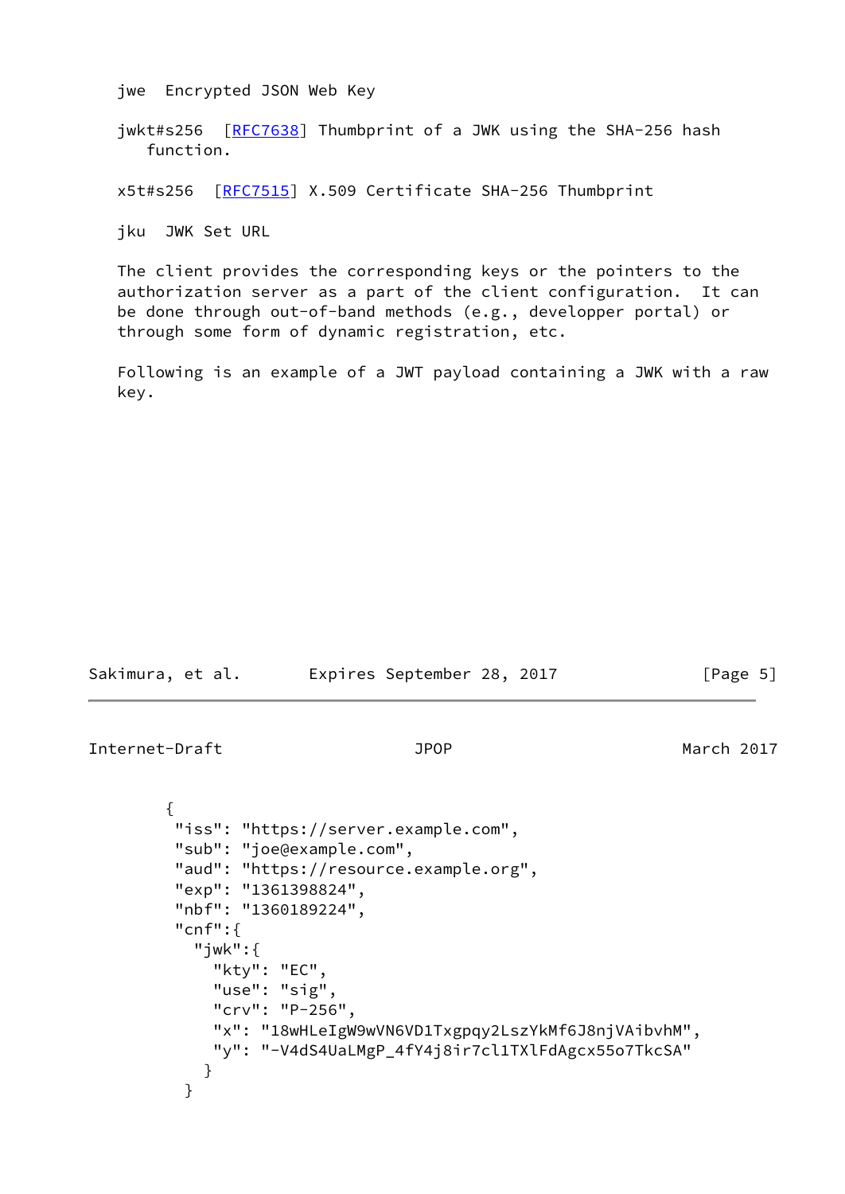jwe  Encrypted JSON Web Key

jwkt#s256  [RFC7638] Thumbprint of a JWK using the SHA-256 hash function.

x5t#s256  [RFC7515] X.509 Certificate SHA-256 Thumbprint

jku  JWK Set URL

The client provides the corresponding keys or the pointers to the authorization server as a part of the client configuration.  It can be done through out-of-band methods (e.g., developper portal) or through some form of dynamic registration, etc.

Following is an example of a JWT payload containing a JWK with a raw key.

```
{
 "iss": "https://server.example.com",
 "sub": "joe@example.com",
 "aud": "https://resource.example.org",
 "exp": "1361398824",
 "nbf": "1360189224",
 "cnf":{
   "jwk":{
     "kty": "EC",
     "use": "sig",
     "crv": "P-256",
     "x": "18wHLeIgW9wVN6VD1Txgpqy2LszYkMf6J8njVAibvhM",
     "y": "-V4dS4UaLMgP_4fY4j8ir7cl1TXlFdAgcx55o7TkcSA"
    }
  }
```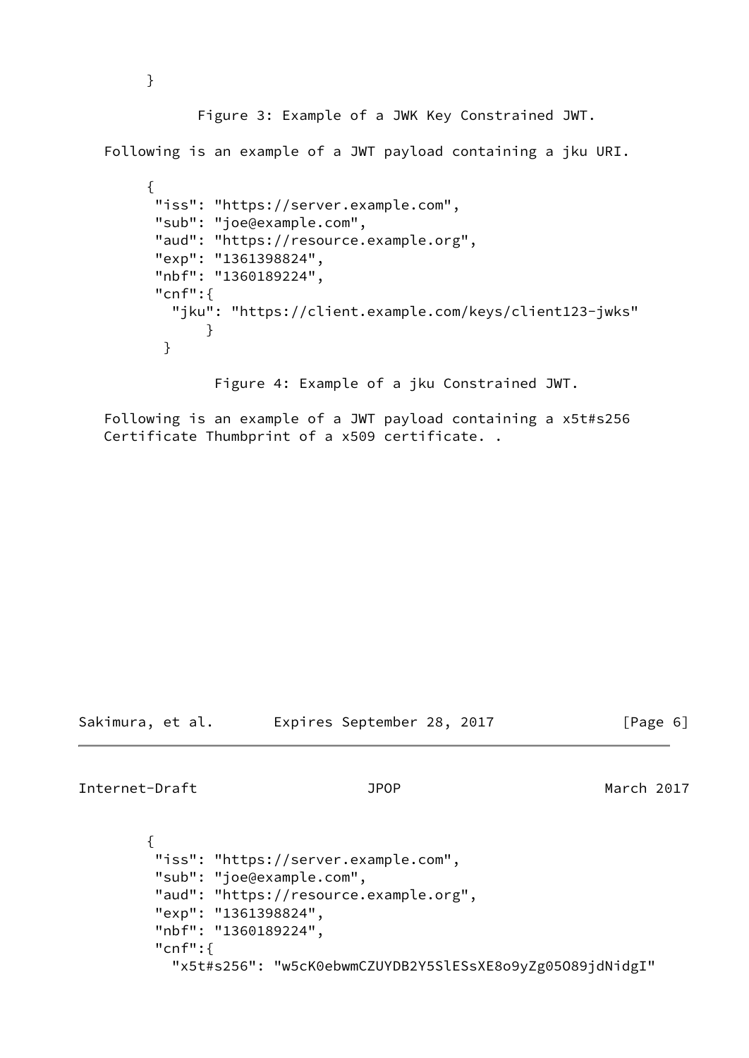```
}
```

Figure 3: Example of a JWK Key Constrained JWT.

Following is an example of a JWT payload containing a jku URI.

```
{
 "iss": "https://server.example.com",
 "sub": "joe@example.com",
 "aud": "https://resource.example.org",
 "exp": "1361398824",
 "nbf": "1360189224",
 "cnf":{
   "jku": "https://client.example.com/keys/client123-jwks"
       }
  }
```

Figure 4: Example of a jku Constrained JWT.

Following is an example of a JWT payload containing a x5t#s256 Certificate Thumbprint of a x509 certificate. .

```
{
 "iss": "https://server.example.com",
 "sub": "joe@example.com",
 "aud": "https://resource.example.org",
 "exp": "1361398824",
 "nbf": "1360189224",
 "cnf":{
   "x5t#s256": "w5cK0ebwmCZUYDB2Y5SlESsXE8o9yZg05O89jdNidgI"
```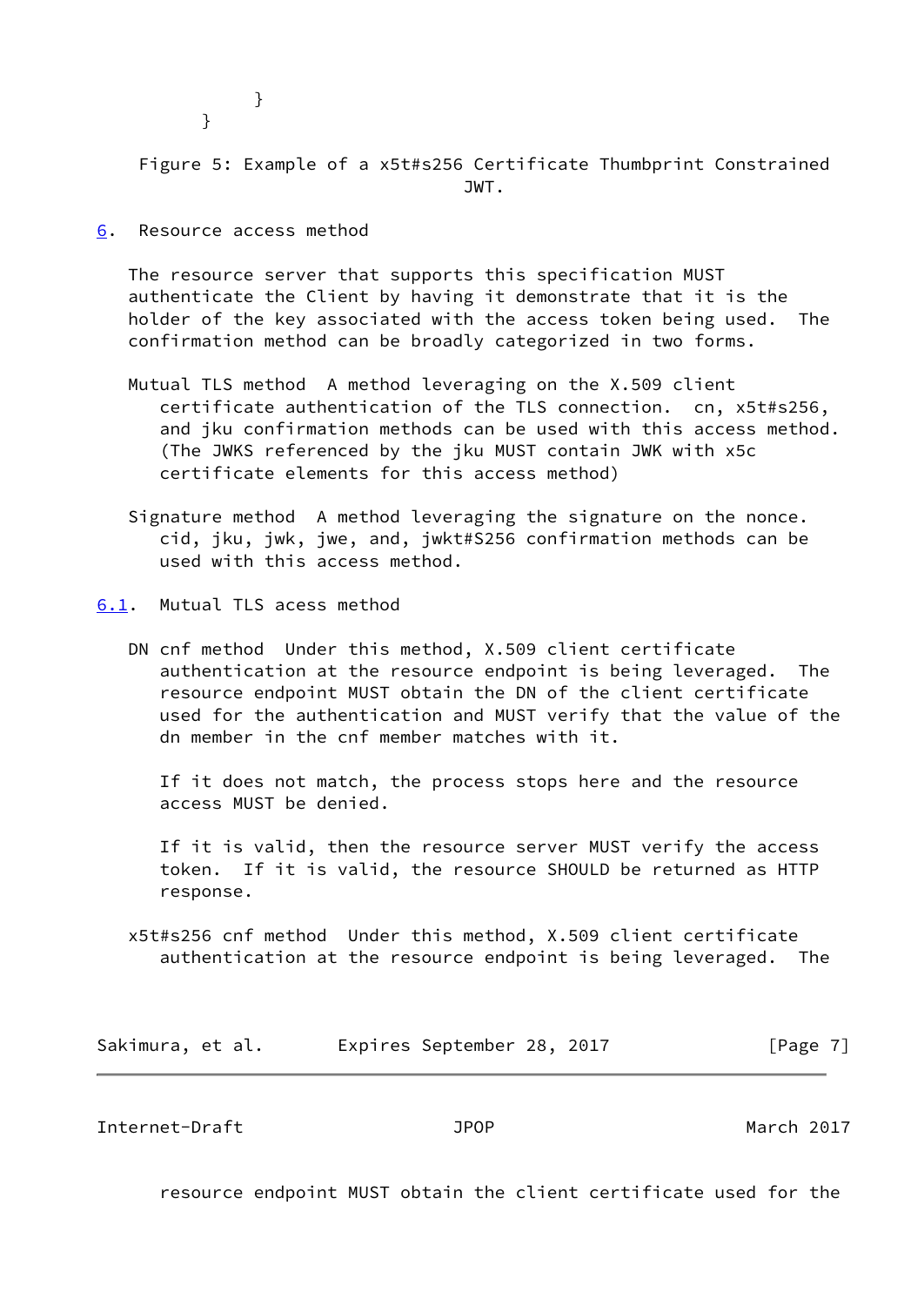```
      }
    }
```

Figure 5: Example of a x5t#s256 Certificate Thumbprint Constrained JWT.

## 6. Resource access method

The resource server that supports this specification MUST authenticate the Client by having it demonstrate that it is the holder of the key associated with the access token being used. The confirmation method can be broadly categorized in two forms.

Mutual TLS method  A method leveraging on the X.509 client certificate authentication of the TLS connection. cn, x5t#s256, and jku confirmation methods can be used with this access method. (The JWKS referenced by the jku MUST contain JWK with x5c certificate elements for this access method)

Signature method  A method leveraging the signature on the nonce. cid, jku, jwk, jwe, and, jwkt#S256 confirmation methods can be used with this access method.

### 6.1. Mutual TLS acess method

DN cnf method  Under this method, X.509 client certificate authentication at the resource endpoint is being leveraged. The resource endpoint MUST obtain the DN of the client certificate used for the authentication and MUST verify that the value of the dn member in the cnf member matches with it.

If it does not match, the process stops here and the resource access MUST be denied.

If it is valid, then the resource server MUST verify the access token. If it is valid, the resource SHOULD be returned as HTTP response.

x5t#s256 cnf method  Under this method, X.509 client certificate authentication at the resource endpoint is being leveraged. The resource endpoint MUST obtain the client certificate used for the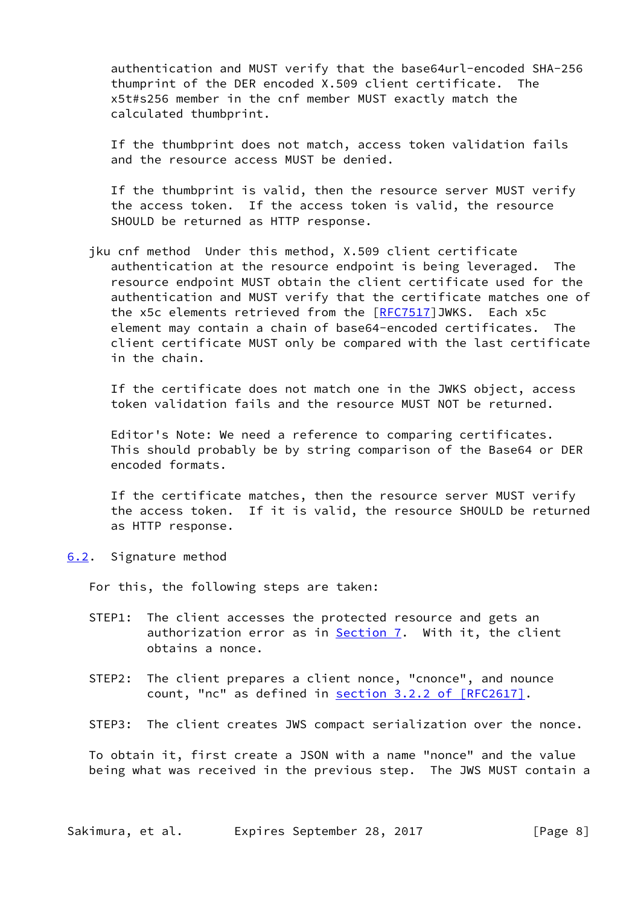authentication and MUST verify that the base64url-encoded SHA-256 thumprint of the DER encoded X.509 client certificate. The x5t#s256 member in the cnf member MUST exactly match the calculated thumbprint.

If the thumbprint does not match, access token validation fails and the resource access MUST be denied.

If the thumbprint is valid, then the resource server MUST verify the access token. If the access token is valid, the resource SHOULD be returned as HTTP response.

jku cnf method Under this method, X.509 client certificate authentication at the resource endpoint is being leveraged. The resource endpoint MUST obtain the client certificate used for the authentication and MUST verify that the certificate matches one of the x5c elements retrieved from the [RFC7517]JWKS. Each x5c element may contain a chain of base64-encoded certificates. The client certificate MUST only be compared with the last certificate in the chain.

If the certificate does not match one in the JWKS object, access token validation fails and the resource MUST NOT be returned.

Editor's Note: We need a reference to comparing certificates. This should probably be by string comparison of the Base64 or DER encoded formats.

If the certificate matches, then the resource server MUST verify the access token. If it is valid, the resource SHOULD be returned as HTTP response.

### 6.2. Signature method

For this, the following steps are taken:

STEP1: The client accesses the protected resource and gets an authorization error as in Section 7. With it, the client obtains a nonce.

STEP2: The client prepares a client nonce, "cnonce", and nounce count, "nc" as defined in section 3.2.2 of [RFC2617].

STEP3: The client creates JWS compact serialization over the nonce.

To obtain it, first create a JSON with a name "nonce" and the value being what was received in the previous step. The JWS MUST contain a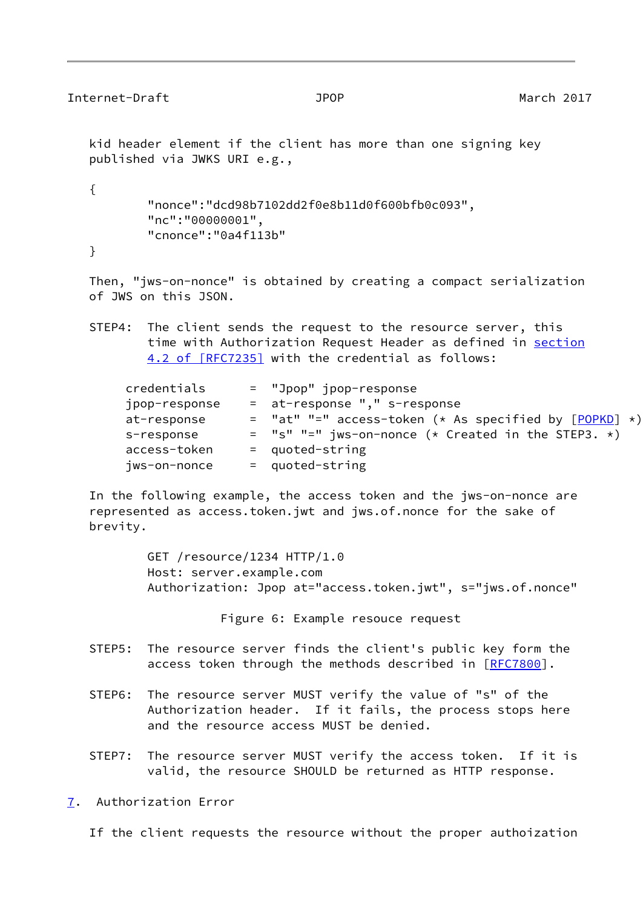kid header element if the client has more than one signing key published via JWKS URI e.g.,

```
{
        "nonce":"dcd98b7102dd2f0e8b11d0f600bfb0c093",
        "nc":"00000001",
        "cnonce":"0a4f113b"
}
```

Then, "jws-on-nonce" is obtained by creating a compact serialization of JWS on this JSON.

STEP4: The client sends the request to the resource server, this time with Authorization Request Header as defined in section 4.2 of [RFC7235] with the credential as follows:

```
credentials      =  "Jpop" jpop-response
jpop-response    =  at-response "," s-response
at-response      =  "at" "=" access-token (* As specified by [POPKD] *)
s-response       =  "s" "=" jws-on-nonce (* Created in the STEP3. *)
access-token     =  quoted-string
jws-on-nonce     =  quoted-string
```

In the following example, the access token and the jws-on-nonce are represented as access.token.jwt and jws.of.nonce for the sake of brevity.

```
GET /resource/1234 HTTP/1.0
Host: server.example.com
Authorization: Jpop at="access.token.jwt", s="jws.of.nonce"
```

Figure 6: Example resouce request

STEP5: The resource server finds the client's public key form the access token through the methods described in [RFC7800].

STEP6: The resource server MUST verify the value of "s" of the Authorization header. If it fails, the process stops here and the resource access MUST be denied.

STEP7: The resource server MUST verify the access token. If it is valid, the resource SHOULD be returned as HTTP response.

## 7. Authorization Error

If the client requests the resource without the proper authoization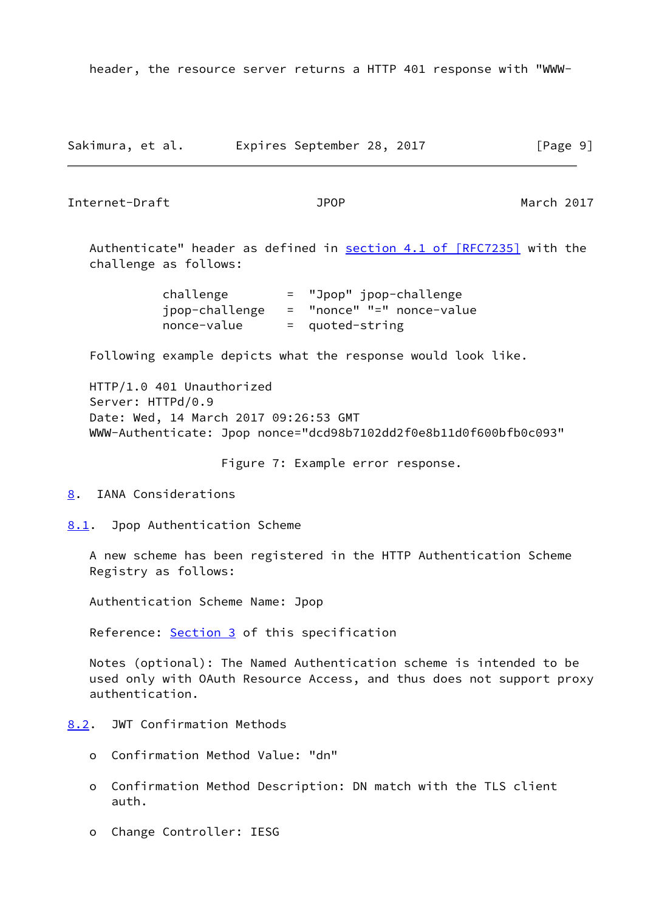header, the resource server returns a HTTP 401 response with "WWW-Authenticate" header as defined in section 4.1 of [RFC7235] with the challenge as follows:

```
challenge        =  "Jpop" jpop-challenge
jpop-challenge   =  "nonce" "=" nonce-value
nonce-value      =  quoted-string
```

Following example depicts what the response would look like.

```
HTTP/1.0 401 Unauthorized
Server: HTTPd/0.9
Date: Wed, 14 March 2017 09:26:53 GMT
WWW-Authenticate: Jpop nonce="dcd98b7102dd2f0e8b11d0f600bfb0c093"
```

Figure 7: Example error response.

## 8. IANA Considerations

### 8.1. Jpop Authentication Scheme

A new scheme has been registered in the HTTP Authentication Scheme Registry as follows:

Authentication Scheme Name: Jpop

Reference: Section 3 of this specification

Notes (optional): The Named Authentication scheme is intended to be used only with OAuth Resource Access, and thus does not support proxy authentication.

### 8.2. JWT Confirmation Methods

- Confirmation Method Value: "dn"
- Confirmation Method Description: DN match with the TLS client auth.
- Change Controller: IESG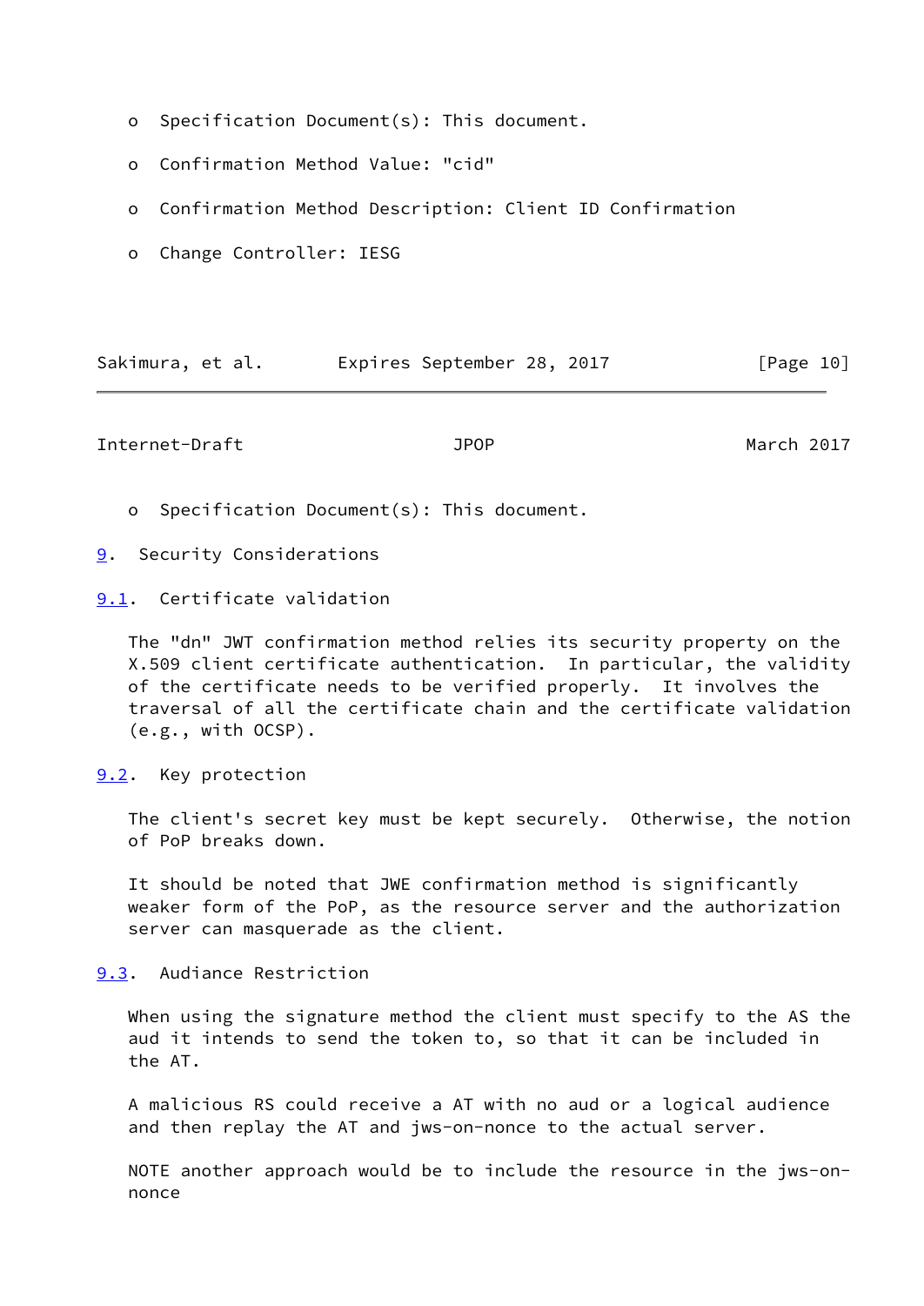- Specification Document(s): This document.

- Confirmation Method Value: "cid"

- Confirmation Method Description: Client ID Confirmation

- Change Controller: IESG

- Specification Document(s): This document.

## 9. Security Considerations

### 9.1. Certificate validation

The "dn" JWT confirmation method relies its security property on the X.509 client certificate authentication. In particular, the validity of the certificate needs to be verified properly. It involves the traversal of all the certificate chain and the certificate validation (e.g., with OCSP).

### 9.2. Key protection

The client's secret key must be kept securely. Otherwise, the notion of PoP breaks down.

It should be noted that JWE confirmation method is significantly weaker form of the PoP, as the resource server and the authorization server can masquerade as the client.

### 9.3. Audiance Restriction

When using the signature method the client must specify to the AS the aud it intends to send the token to, so that it can be included in the AT.

A malicious RS could receive a AT with no aud or a logical audience and then replay the AT and jws-on-nonce to the actual server.

NOTE another approach would be to include the resource in the jws-on-nonce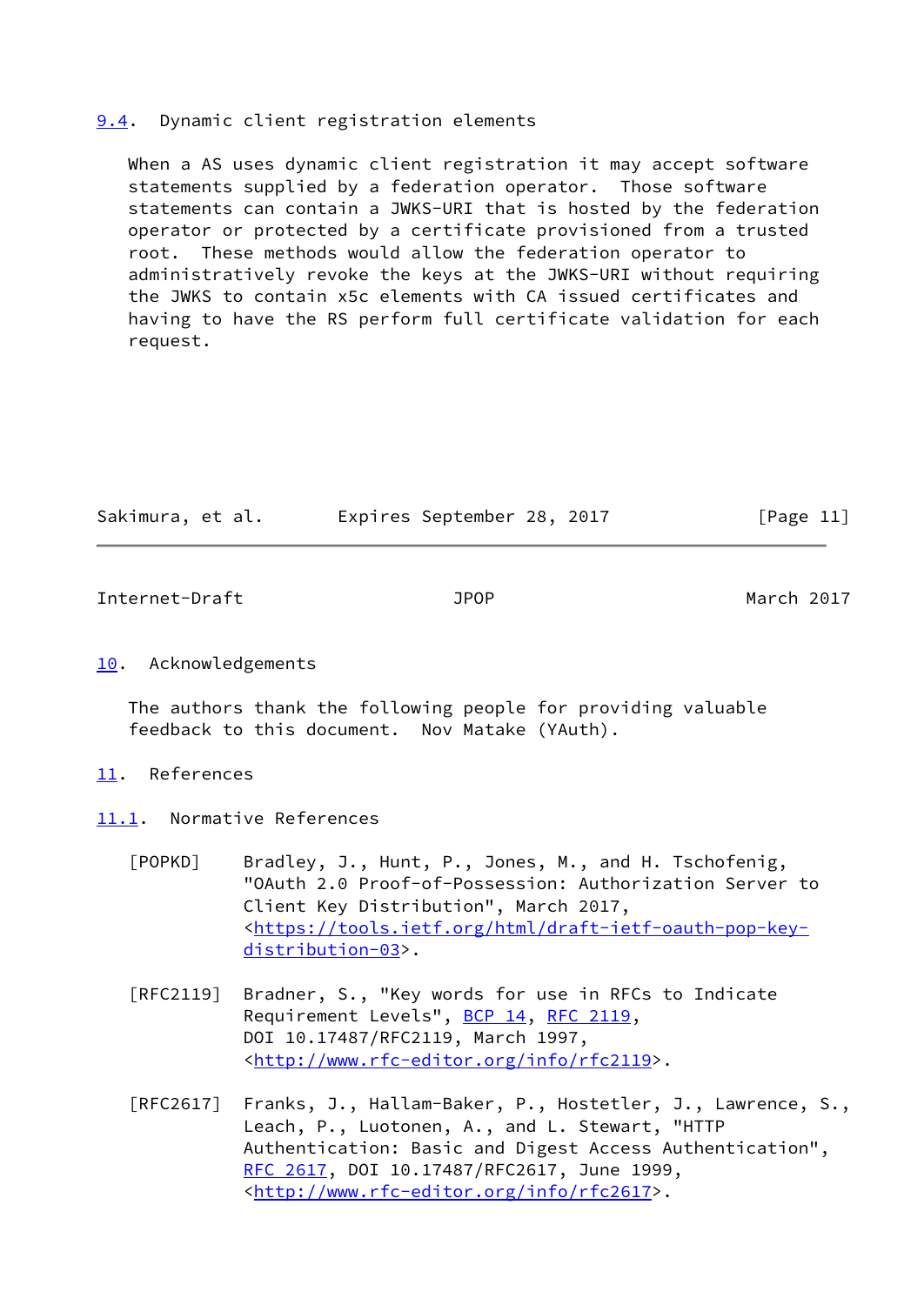### 9.4. Dynamic client registration elements

When a AS uses dynamic client registration it may accept software statements supplied by a federation operator. Those software statements can contain a JWKS-URI that is hosted by the federation operator or protected by a certificate provisioned from a trusted root. These methods would allow the federation operator to administratively revoke the keys at the JWKS-URI without requiring the JWKS to contain x5c elements with CA issued certificates and having to have the RS perform full certificate validation for each request.

## 10. Acknowledgements

The authors thank the following people for providing valuable feedback to this document. Nov Matake (YAuth).

## 11. References

### 11.1. Normative References

[POPKD] Bradley, J., Hunt, P., Jones, M., and H. Tschofenig, "OAuth 2.0 Proof-of-Possession: Authorization Server to Client Key Distribution", March 2017, <https://tools.ietf.org/html/draft-ietf-oauth-pop-key-distribution-03>.

[RFC2119] Bradner, S., "Key words for use in RFCs to Indicate Requirement Levels", BCP 14, RFC 2119, DOI 10.17487/RFC2119, March 1997, <http://www.rfc-editor.org/info/rfc2119>.

[RFC2617] Franks, J., Hallam-Baker, P., Hostetler, J., Lawrence, S., Leach, P., Luotonen, A., and L. Stewart, "HTTP Authentication: Basic and Digest Access Authentication", RFC 2617, DOI 10.17487/RFC2617, June 1999, <http://www.rfc-editor.org/info/rfc2617>.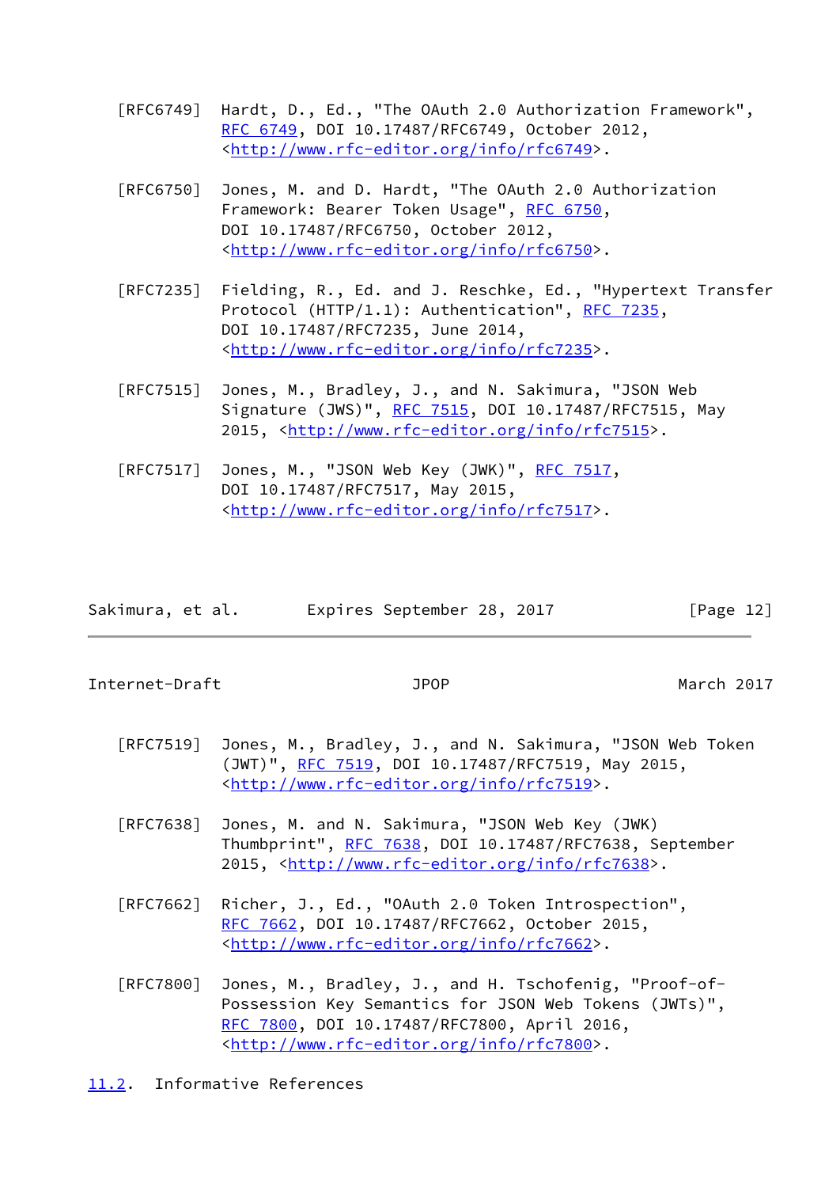[RFC6749] Hardt, D., Ed., "The OAuth 2.0 Authorization Framework", RFC 6749, DOI 10.17487/RFC6749, October 2012, <http://www.rfc-editor.org/info/rfc6749>.

[RFC6750] Jones, M. and D. Hardt, "The OAuth 2.0 Authorization Framework: Bearer Token Usage", RFC 6750, DOI 10.17487/RFC6750, October 2012, <http://www.rfc-editor.org/info/rfc6750>.

[RFC7235] Fielding, R., Ed. and J. Reschke, Ed., "Hypertext Transfer Protocol (HTTP/1.1): Authentication", RFC 7235, DOI 10.17487/RFC7235, June 2014, <http://www.rfc-editor.org/info/rfc7235>.

[RFC7515] Jones, M., Bradley, J., and N. Sakimura, "JSON Web Signature (JWS)", RFC 7515, DOI 10.17487/RFC7515, May 2015, <http://www.rfc-editor.org/info/rfc7515>.

[RFC7517] Jones, M., "JSON Web Key (JWK)", RFC 7517, DOI 10.17487/RFC7517, May 2015, <http://www.rfc-editor.org/info/rfc7517>.

[RFC7519] Jones, M., Bradley, J., and N. Sakimura, "JSON Web Token (JWT)", RFC 7519, DOI 10.17487/RFC7519, May 2015, <http://www.rfc-editor.org/info/rfc7519>.

[RFC7638] Jones, M. and N. Sakimura, "JSON Web Key (JWK) Thumbprint", RFC 7638, DOI 10.17487/RFC7638, September 2015, <http://www.rfc-editor.org/info/rfc7638>.

[RFC7662] Richer, J., Ed., "OAuth 2.0 Token Introspection", RFC 7662, DOI 10.17487/RFC7662, October 2015, <http://www.rfc-editor.org/info/rfc7662>.

[RFC7800] Jones, M., Bradley, J., and H. Tschofenig, "Proof-of-Possession Key Semantics for JSON Web Tokens (JWTs)", RFC 7800, DOI 10.17487/RFC7800, April 2016, <http://www.rfc-editor.org/info/rfc7800>.

### 11.2. Informative References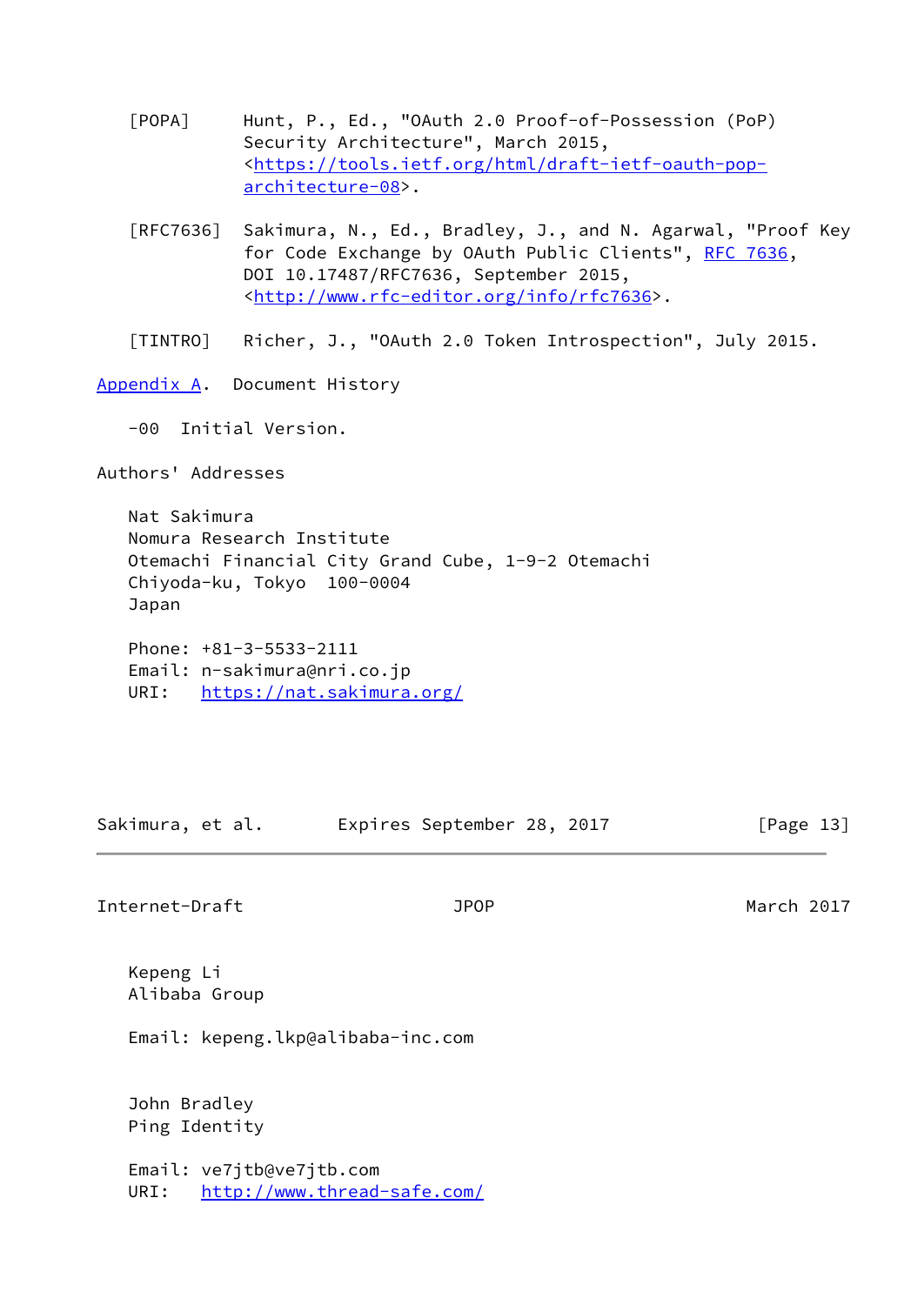[POPA] Hunt, P., Ed., "OAuth 2.0 Proof-of-Possession (PoP) Security Architecture", March 2015, <https://tools.ietf.org/html/draft-ietf-oauth-pop-architecture-08>.

[RFC7636] Sakimura, N., Ed., Bradley, J., and N. Agarwal, "Proof Key for Code Exchange by OAuth Public Clients", RFC 7636, DOI 10.17487/RFC7636, September 2015, <http://www.rfc-editor.org/info/rfc7636>.

[TINTRO] Richer, J., "OAuth 2.0 Token Introspection", July 2015.

## Appendix A. Document History

-00 Initial Version.

## Authors' Addresses

Nat Sakimura
Nomura Research Institute
Otemachi Financial City Grand Cube, 1-9-2 Otemachi
Chiyoda-ku, Tokyo 100-0004
Japan

Phone: +81-3-5533-2111
Email: n-sakimura@nri.co.jp
URI: https://nat.sakimura.org/

Kepeng Li
Alibaba Group

Email: kepeng.lkp@alibaba-inc.com

John Bradley
Ping Identity

Email: ve7jtb@ve7jtb.com
URI: http://www.thread-safe.com/